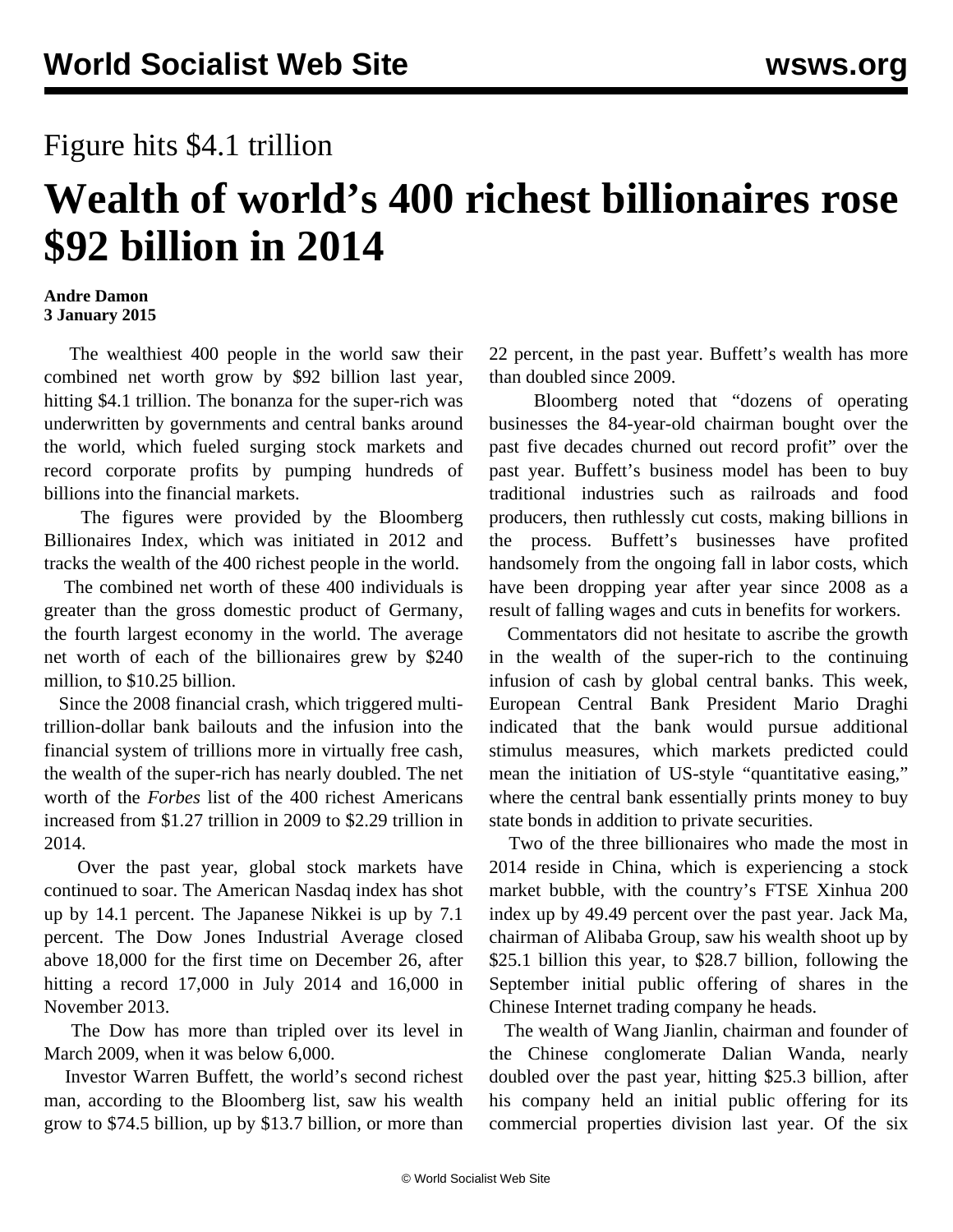Figure hits $4.1 trillion

# Wealth of world's 400 richest billionaires rose $92 billion in 2014

**Andre Damon**
**3 January 2015**

The wealthiest 400 people in the world saw their combined net worth grow by $92 billion last year, hitting $4.1 trillion. The bonanza for the super-rich was underwritten by governments and central banks around the world, which fueled surging stock markets and record corporate profits by pumping hundreds of billions into the financial markets.

The figures were provided by the Bloomberg Billionaires Index, which was initiated in 2012 and tracks the wealth of the 400 richest people in the world.

The combined net worth of these 400 individuals is greater than the gross domestic product of Germany, the fourth largest economy in the world. The average net worth of each of the billionaires grew by $240 million, to $10.25 billion.

Since the 2008 financial crash, which triggered multi-trillion-dollar bank bailouts and the infusion into the financial system of trillions more in virtually free cash, the wealth of the super-rich has nearly doubled. The net worth of the *Forbes* list of the 400 richest Americans increased from $1.27 trillion in 2009 to $2.29 trillion in 2014.

Over the past year, global stock markets have continued to soar. The American Nasdaq index has shot up by 14.1 percent. The Japanese Nikkei is up by 7.1 percent. The Dow Jones Industrial Average closed above 18,000 for the first time on December 26, after hitting a record 17,000 in July 2014 and 16,000 in November 2013.

The Dow has more than tripled over its level in March 2009, when it was below 6,000.

Investor Warren Buffett, the world's second richest man, according to the Bloomberg list, saw his wealth grow to $74.5 billion, up by $13.7 billion, or more than 22 percent, in the past year. Buffett's wealth has more than doubled since 2009.

Bloomberg noted that "dozens of operating businesses the 84-year-old chairman bought over the past five decades churned out record profit" over the past year. Buffett's business model has been to buy traditional industries such as railroads and food producers, then ruthlessly cut costs, making billions in the process. Buffett's businesses have profited handsomely from the ongoing fall in labor costs, which have been dropping year after year since 2008 as a result of falling wages and cuts in benefits for workers.

Commentators did not hesitate to ascribe the growth in the wealth of the super-rich to the continuing infusion of cash by global central banks. This week, European Central Bank President Mario Draghi indicated that the bank would pursue additional stimulus measures, which markets predicted could mean the initiation of US-style "quantitative easing," where the central bank essentially prints money to buy state bonds in addition to private securities.

Two of the three billionaires who made the most in 2014 reside in China, which is experiencing a stock market bubble, with the country's FTSE Xinhua 200 index up by 49.49 percent over the past year. Jack Ma, chairman of Alibaba Group, saw his wealth shoot up by $25.1 billion this year, to $28.7 billion, following the September initial public offering of shares in the Chinese Internet trading company he heads.

The wealth of Wang Jianlin, chairman and founder of the Chinese conglomerate Dalian Wanda, nearly doubled over the past year, hitting $25.3 billion, after his company held an initial public offering for its commercial properties division last year. Of the six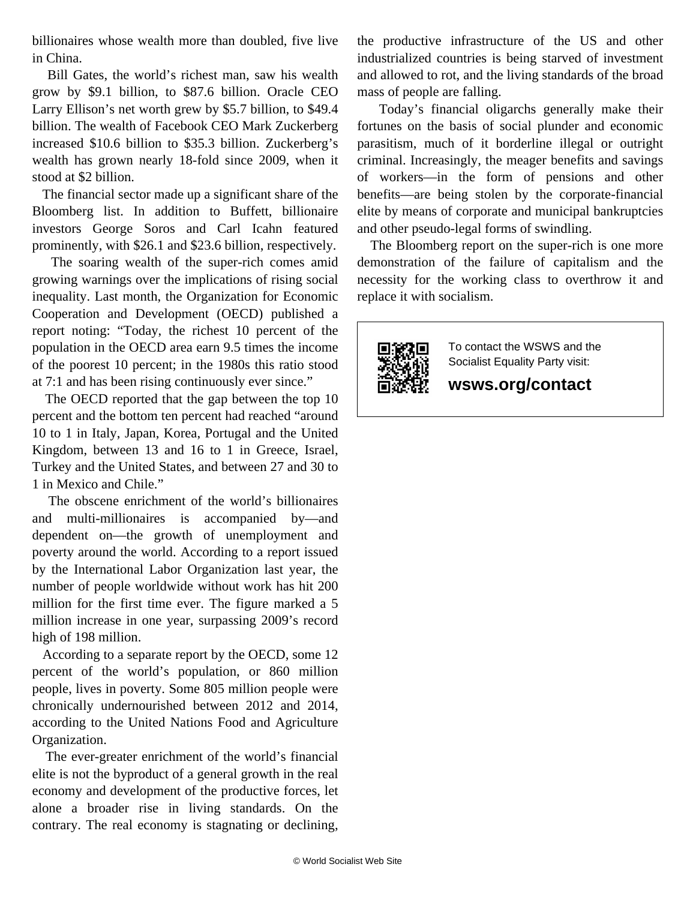billionaires whose wealth more than doubled, five live in China.

Bill Gates, the world's richest man, saw his wealth grow by $9.1 billion, to $87.6 billion. Oracle CEO Larry Ellison's net worth grew by $5.7 billion, to $49.4 billion. The wealth of Facebook CEO Mark Zuckerberg increased $10.6 billion to $35.3 billion. Zuckerberg's wealth has grown nearly 18-fold since 2009, when it stood at $2 billion.

The financial sector made up a significant share of the Bloomberg list. In addition to Buffett, billionaire investors George Soros and Carl Icahn featured prominently, with $26.1 and $23.6 billion, respectively.

The soaring wealth of the super-rich comes amid growing warnings over the implications of rising social inequality. Last month, the Organization for Economic Cooperation and Development (OECD) published a report noting: "Today, the richest 10 percent of the population in the OECD area earn 9.5 times the income of the poorest 10 percent; in the 1980s this ratio stood at 7:1 and has been rising continuously ever since."

The OECD reported that the gap between the top 10 percent and the bottom ten percent had reached "around 10 to 1 in Italy, Japan, Korea, Portugal and the United Kingdom, between 13 and 16 to 1 in Greece, Israel, Turkey and the United States, and between 27 and 30 to 1 in Mexico and Chile."

The obscene enrichment of the world's billionaires and multi-millionaires is accompanied by—and dependent on—the growth of unemployment and poverty around the world. According to a report issued by the International Labor Organization last year, the number of people worldwide without work has hit 200 million for the first time ever. The figure marked a 5 million increase in one year, surpassing 2009's record high of 198 million.

According to a separate report by the OECD, some 12 percent of the world's population, or 860 million people, lives in poverty. Some 805 million people were chronically undernourished between 2012 and 2014, according to the United Nations Food and Agriculture Organization.

The ever-greater enrichment of the world's financial elite is not the byproduct of a general growth in the real economy and development of the productive forces, let alone a broader rise in living standards. On the contrary. The real economy is stagnating or declining, the productive infrastructure of the US and other industrialized countries is being starved of investment and allowed to rot, and the living standards of the broad mass of people are falling.

Today's financial oligarchs generally make their fortunes on the basis of social plunder and economic parasitism, much of it borderline illegal or outright criminal. Increasingly, the meager benefits and savings of workers—in the form of pensions and other benefits—are being stolen by the corporate-financial elite by means of corporate and municipal bankruptcies and other pseudo-legal forms of swindling.

The Bloomberg report on the super-rich is one more demonstration of the failure of capitalism and the necessity for the working class to overthrow it and replace it with socialism.

To contact the WSWS and the Socialist Equality Party visit:

**wsws.org/contact**